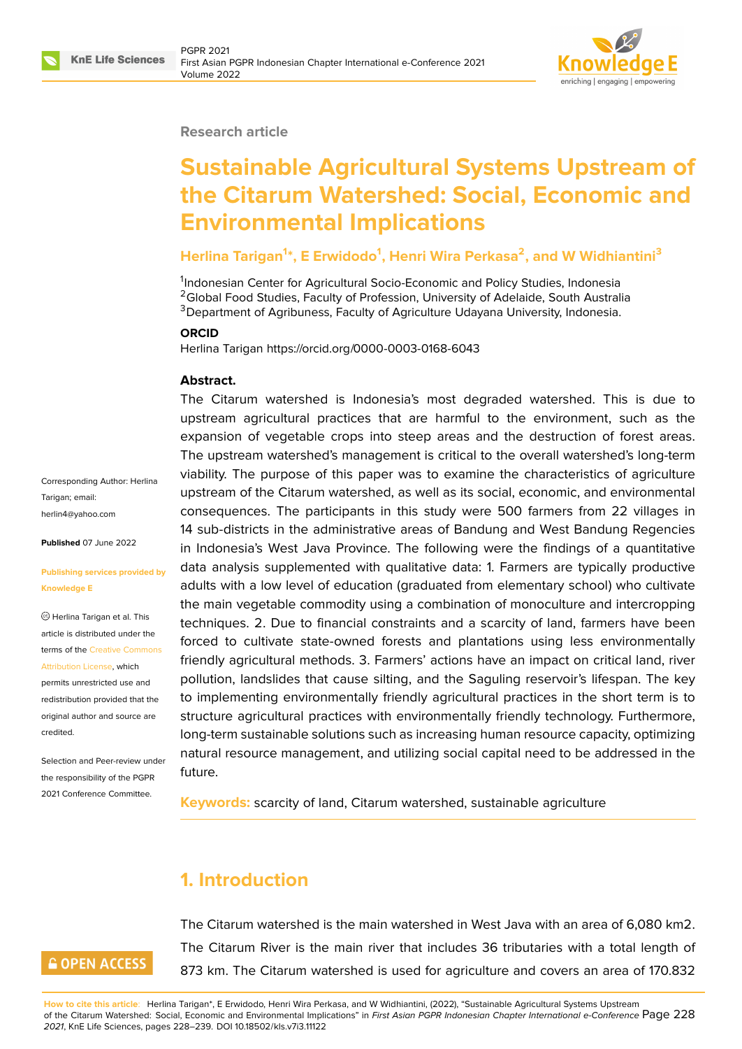Research article

# Sustainable Agricultural Systems Upstream of the Citarum Watershed: Social, Economic and Environmental Implications

**Herlina Tarigan[1]*, E Erwidodo[1], Henri Wira Perkasa[2], and W Widhiantini[3]**

[1]Indonesian Center for Agricultural Socio-Economic and Policy Studies, Indonesia
[2]Global Food Studies, Faculty of Profession, University of Adelaide, South Australia
[3]Department of Agribuness, Faculty of Agriculture Udayana University, Indonesia.

**ORCID**

Herlina Tarigan https://orcid.org/0000-0003-0168-6043

Corresponding Author: Herlina Tarigan; email: herlin4@yahoo.com

**Published** 07 June 2022

**Publishing services provided by Knowledge E**

© Herlina Tarigan et al. This article is distributed under the terms of the Creative Commons Attribution License, which permits unrestricted use and redistribution provided that the original author and source are credited.

Selection and Peer-review under the responsibility of the PGPR 2021 Conference Committee.

**Abstract.**

The Citarum watershed is Indonesia's most degraded watershed. This is due to upstream agricultural practices that are harmful to the environment, such as the expansion of vegetable crops into steep areas and the destruction of forest areas. The upstream watershed's management is critical to the overall watershed's long-term viability. The purpose of this paper was to examine the characteristics of agriculture upstream of the Citarum watershed, as well as its social, economic, and environmental consequences. The participants in this study were 500 farmers from 22 villages in 14 sub-districts in the administrative areas of Bandung and West Bandung Regencies in Indonesia's West Java Province. The following were the findings of a quantitative data analysis supplemented with qualitative data: 1. Farmers are typically productive adults with a low level of education (graduated from elementary school) who cultivate the main vegetable commodity using a combination of monoculture and intercropping techniques. 2. Due to financial constraints and a scarcity of land, farmers have been forced to cultivate state-owned forests and plantations using less environmentally friendly agricultural methods. 3. Farmers' actions have an impact on critical land, river pollution, landslides that cause silting, and the Saguling reservoir's lifespan. The key to implementing environmentally friendly agricultural practices in the short term is to structure agricultural practices with environmentally friendly technology. Furthermore, long-term sustainable solutions such as increasing human resource capacity, optimizing natural resource management, and utilizing social capital need to be addressed in the future.

**Keywords:** scarcity of land, Citarum watershed, sustainable agriculture

## 1. Introduction

The Citarum watershed is the main watershed in West Java with an area of 6,080 km2. The Citarum River is the main river that includes 36 tributaries with a total length of 873 km. The Citarum watershed is used for agriculture and covers an area of 170.832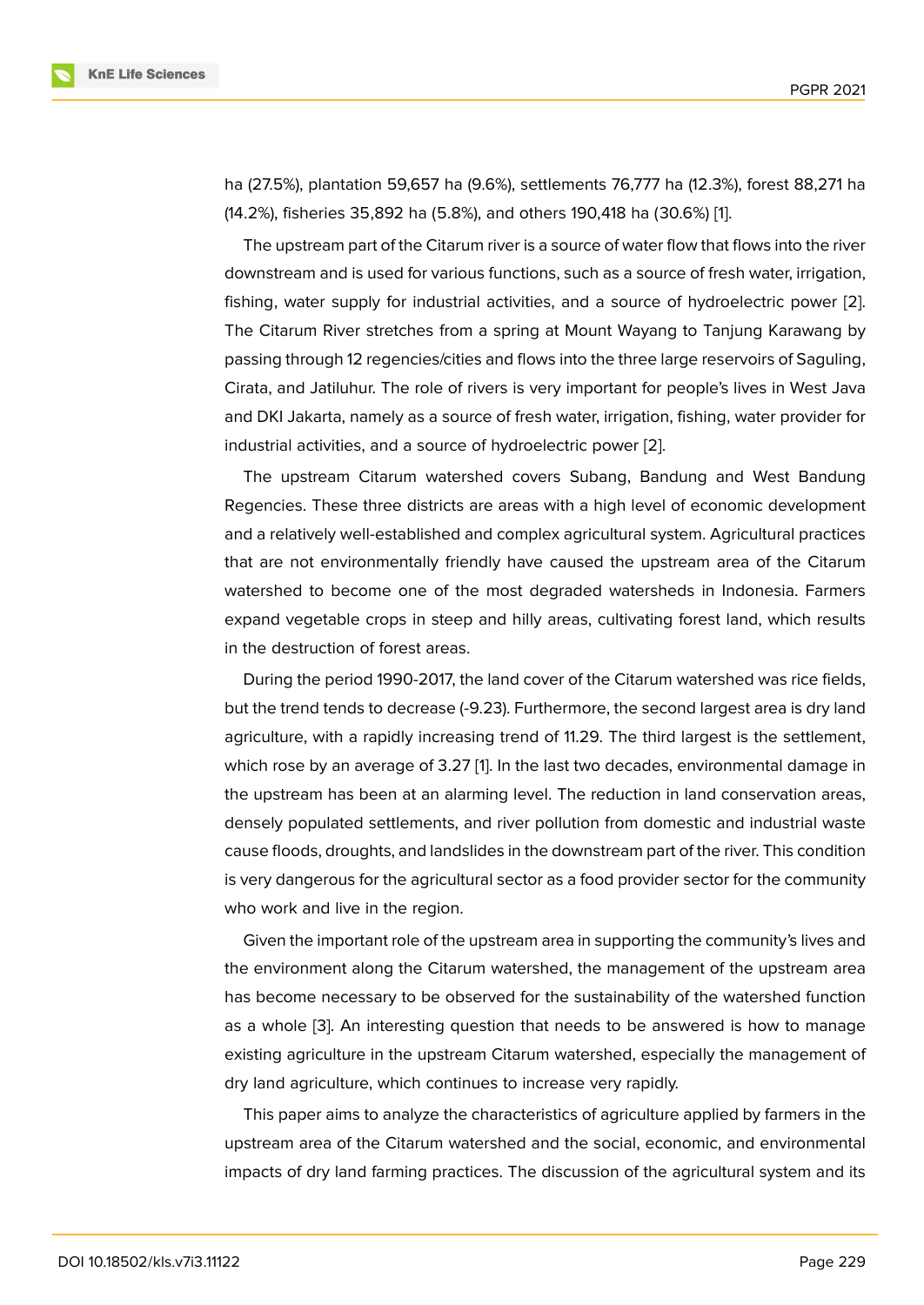ha (27.5%), plantation 59,657 ha (9.6%), settlements 76,777 ha (12.3%), forest 88,271 ha (14.2%), fisheries 35,892 ha (5.8%), and others 190,418 ha (30.6%) [1].

The upstream part of the Citarum river is a source of water flow that flows into the river downstream and is used for various functions, such as a source of fresh water, irrigation, fishing, water supply for industrial activities, and a source of hydroelectric power [2]. The Citarum River stretches from a spring at Mount Wayang to Tanjung Karawang by passing through 12 regencies/cities and flows into the three large reservoirs of Saguling, Cirata, and Jatiluhur. The role of rivers is very important for people's lives in West Java and DKI Jakarta, namely as a source of fresh water, irrigation, fishing, water provider for industrial activities, and a source of hydroelectric power [2].

The upstream Citarum watershed covers Subang, Bandung and West Bandung Regencies. These three districts are areas with a high level of economic development and a relatively well-established and complex agricultural system. Agricultural practices that are not environmentally friendly have caused the upstream area of the Citarum watershed to become one of the most degraded watersheds in Indonesia. Farmers expand vegetable crops in steep and hilly areas, cultivating forest land, which results in the destruction of forest areas.

During the period 1990-2017, the land cover of the Citarum watershed was rice fields, but the trend tends to decrease (-9.23). Furthermore, the second largest area is dry land agriculture, with a rapidly increasing trend of 11.29. The third largest is the settlement, which rose by an average of 3.27 [1]. In the last two decades, environmental damage in the upstream has been at an alarming level. The reduction in land conservation areas, densely populated settlements, and river pollution from domestic and industrial waste cause floods, droughts, and landslides in the downstream part of the river. This condition is very dangerous for the agricultural sector as a food provider sector for the community who work and live in the region.

Given the important role of the upstream area in supporting the community's lives and the environment along the Citarum watershed, the management of the upstream area has become necessary to be observed for the sustainability of the watershed function as a whole [3]. An interesting question that needs to be answered is how to manage existing agriculture in the upstream Citarum watershed, especially the management of dry land agriculture, which continues to increase very rapidly.

This paper aims to analyze the characteristics of agriculture applied by farmers in the upstream area of the Citarum watershed and the social, economic, and environmental impacts of dry land farming practices. The discussion of the agricultural system and its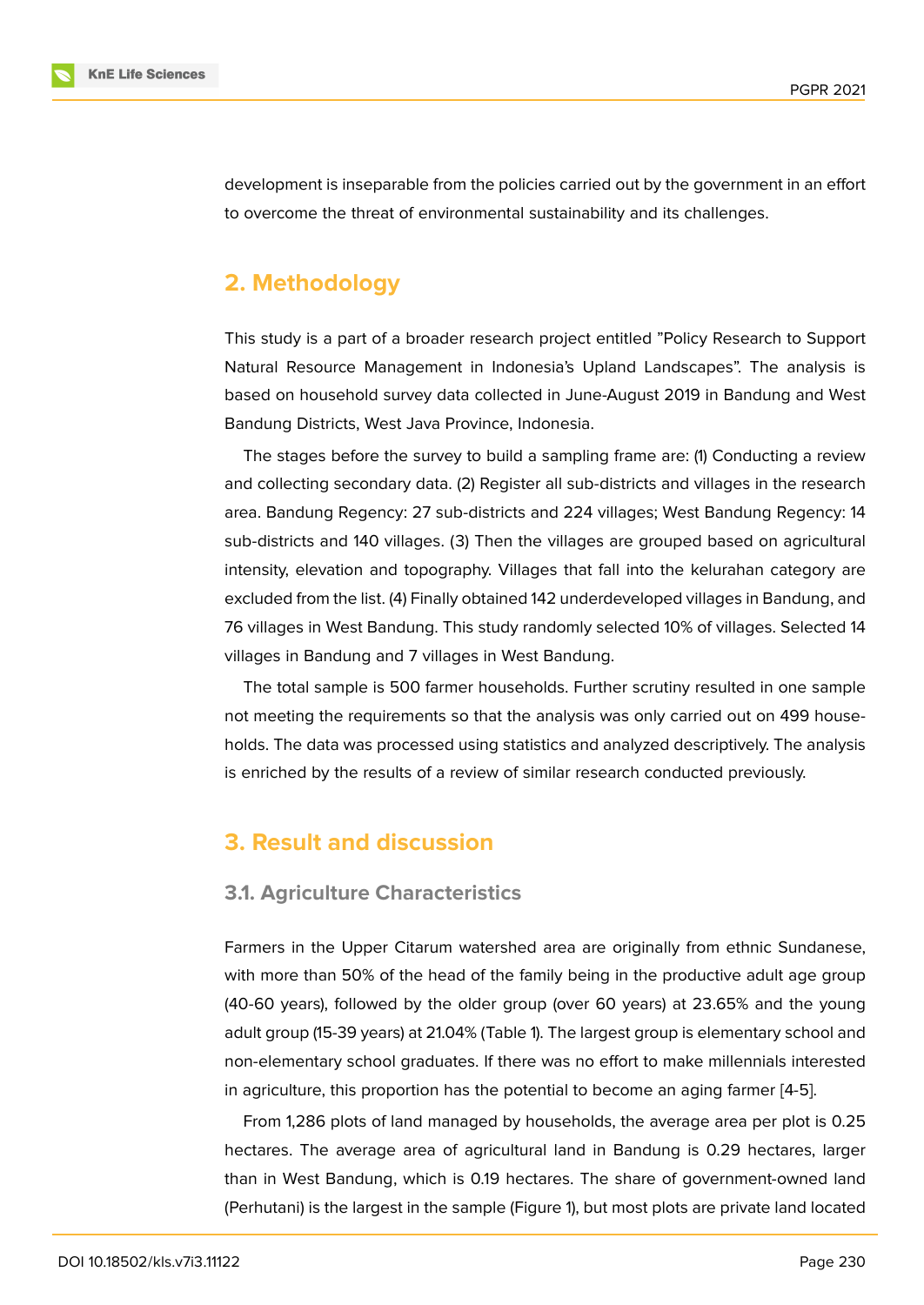development is inseparable from the policies carried out by the government in an effort to overcome the threat of environmental sustainability and its challenges.

## 2. Methodology

This study is a part of a broader research project entitled "Policy Research to Support Natural Resource Management in Indonesia's Upland Landscapes". The analysis is based on household survey data collected in June-August 2019 in Bandung and West Bandung Districts, West Java Province, Indonesia.

The stages before the survey to build a sampling frame are: (1) Conducting a review and collecting secondary data. (2) Register all sub-districts and villages in the research area. Bandung Regency: 27 sub-districts and 224 villages; West Bandung Regency: 14 sub-districts and 140 villages. (3) Then the villages are grouped based on agricultural intensity, elevation and topography. Villages that fall into the kelurahan category are excluded from the list. (4) Finally obtained 142 underdeveloped villages in Bandung, and 76 villages in West Bandung. This study randomly selected 10% of villages. Selected 14 villages in Bandung and 7 villages in West Bandung.

The total sample is 500 farmer households. Further scrutiny resulted in one sample not meeting the requirements so that the analysis was only carried out on 499 households. The data was processed using statistics and analyzed descriptively. The analysis is enriched by the results of a review of similar research conducted previously.

## 3. Result and discussion

### 3.1. Agriculture Characteristics

Farmers in the Upper Citarum watershed area are originally from ethnic Sundanese, with more than 50% of the head of the family being in the productive adult age group (40-60 years), followed by the older group (over 60 years) at 23.65% and the young adult group (15-39 years) at 21.04% (Table 1). The largest group is elementary school and non-elementary school graduates. If there was no effort to make millennials interested in agriculture, this proportion has the potential to become an aging farmer [4-5].

From 1,286 plots of land managed by households, the average area per plot is 0.25 hectares. The average area of agricultural land in Bandung is 0.29 hectares, larger than in West Bandung, which is 0.19 hectares. The share of government-owned land (Perhutani) is the largest in the sample (Figure 1), but most plots are private land located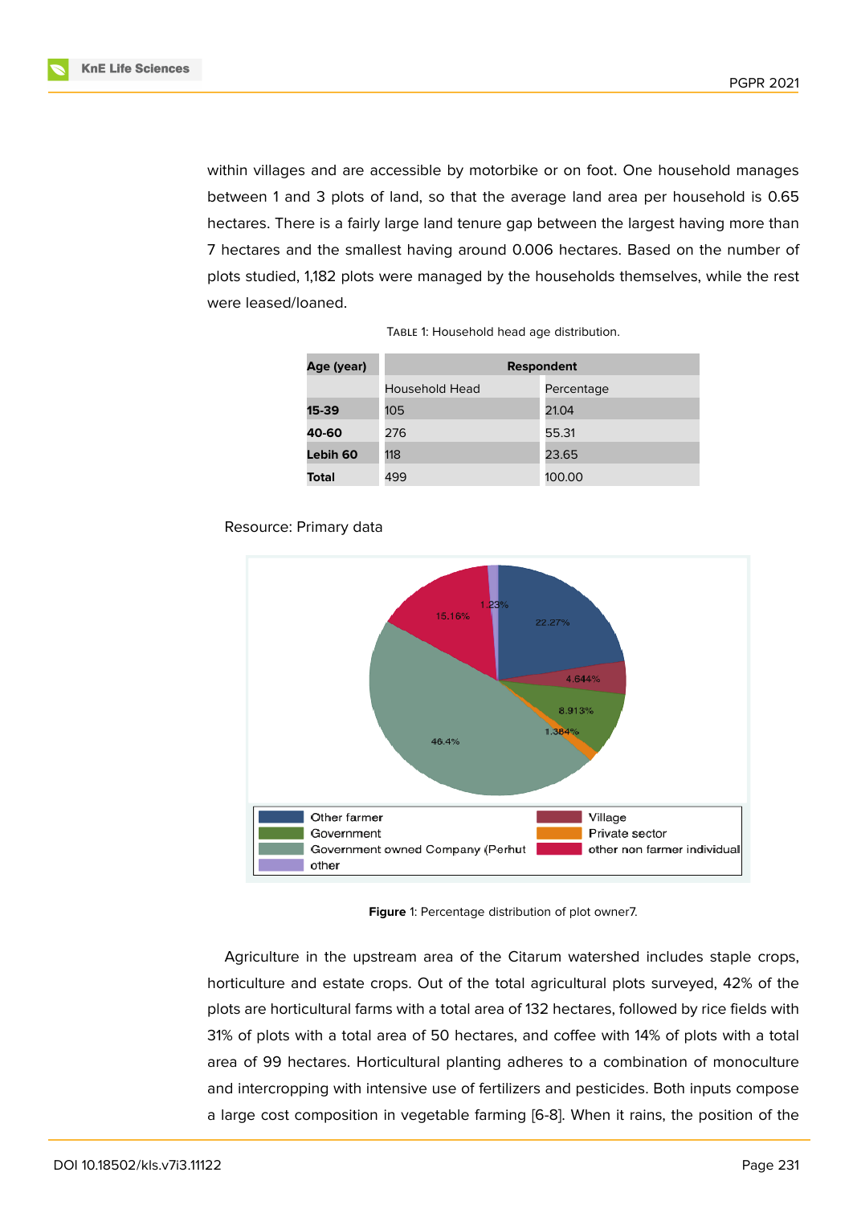within villages and are accessible by motorbike or on foot. One household manages between 1 and 3 plots of land, so that the average land area per household is 0.65 hectares. There is a fairly large land tenure gap between the largest having more than 7 hectares and the smallest having around 0.006 hectares. Based on the number of plots studied, 1,182 plots were managed by the households themselves, while the rest were leased/loaned.

TABLE 1: Household head age distribution.

| Age (year) | Respondent | |
|---|---|---|
| | Household Head | Percentage |
| **15-39** | 105 | 21.04 |
| **40-60** | 276 | 55.31 |
| **Lebih 60** | 118 | 23.65 |
| **Total** | 499 | 100.00 |

Resource: Primary data

**Figure** 1: Percentage distribution of plot owner7.

Agriculture in the upstream area of the Citarum watershed includes staple crops, horticulture and estate crops. Out of the total agricultural plots surveyed, 42% of the plots are horticultural farms with a total area of 132 hectares, followed by rice fields with 31% of plots with a total area of 50 hectares, and coffee with 14% of plots with a total area of 99 hectares. Horticultural planting adheres to a combination of monoculture and intercropping with intensive use of fertilizers and pesticides. Both inputs compose a large cost composition in vegetable farming [6-8]. When it rains, the position of the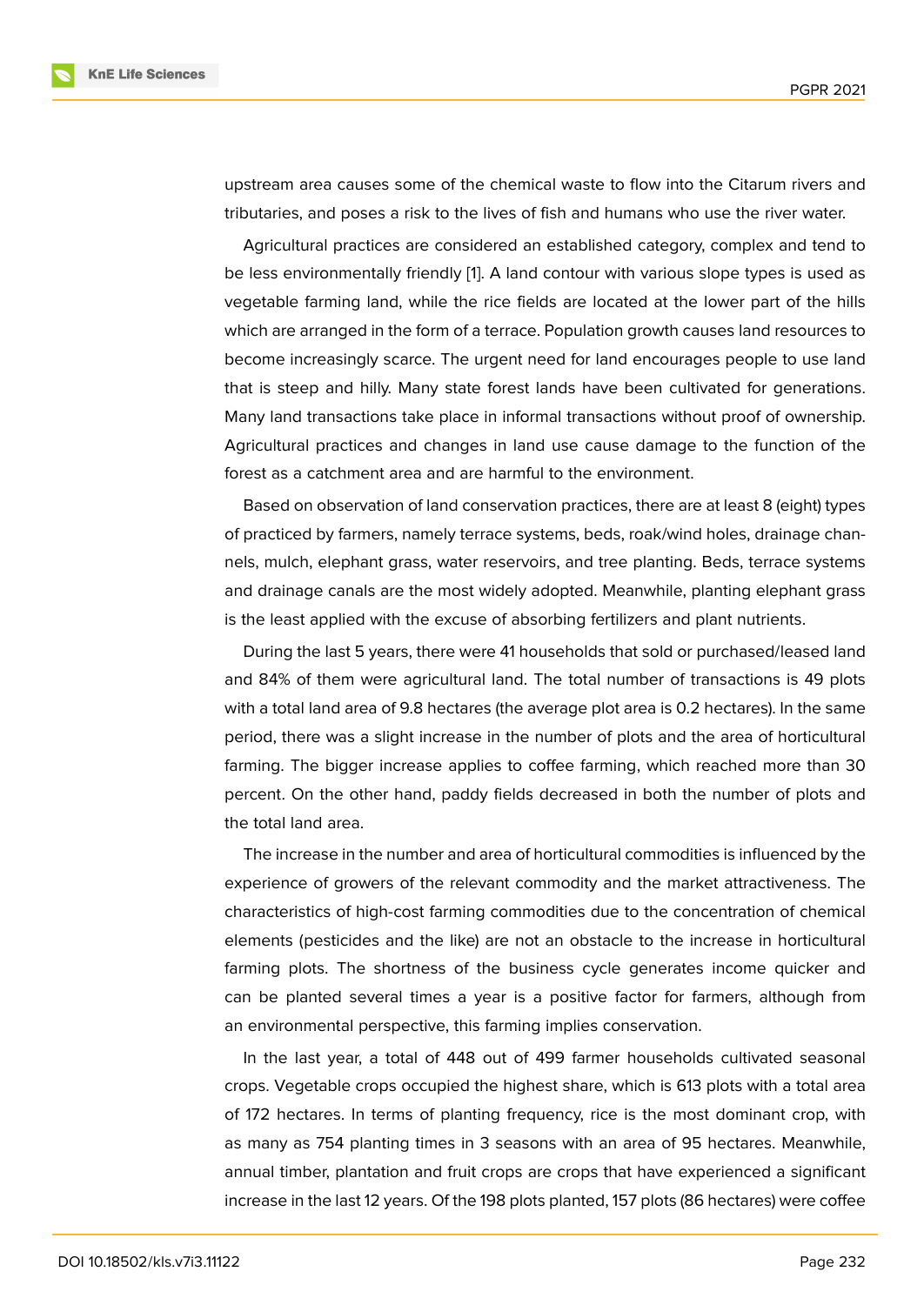upstream area causes some of the chemical waste to flow into the Citarum rivers and tributaries, and poses a risk to the lives of fish and humans who use the river water.

Agricultural practices are considered an established category, complex and tend to be less environmentally friendly [1]. A land contour with various slope types is used as vegetable farming land, while the rice fields are located at the lower part of the hills which are arranged in the form of a terrace. Population growth causes land resources to become increasingly scarce. The urgent need for land encourages people to use land that is steep and hilly. Many state forest lands have been cultivated for generations. Many land transactions take place in informal transactions without proof of ownership. Agricultural practices and changes in land use cause damage to the function of the forest as a catchment area and are harmful to the environment.

Based on observation of land conservation practices, there are at least 8 (eight) types of practiced by farmers, namely terrace systems, beds, roak/wind holes, drainage channels, mulch, elephant grass, water reservoirs, and tree planting. Beds, terrace systems and drainage canals are the most widely adopted. Meanwhile, planting elephant grass is the least applied with the excuse of absorbing fertilizers and plant nutrients.

During the last 5 years, there were 41 households that sold or purchased/leased land and 84% of them were agricultural land. The total number of transactions is 49 plots with a total land area of 9.8 hectares (the average plot area is 0.2 hectares). In the same period, there was a slight increase in the number of plots and the area of horticultural farming. The bigger increase applies to coffee farming, which reached more than 30 percent. On the other hand, paddy fields decreased in both the number of plots and the total land area.

The increase in the number and area of horticultural commodities is influenced by the experience of growers of the relevant commodity and the market attractiveness. The characteristics of high-cost farming commodities due to the concentration of chemical elements (pesticides and the like) are not an obstacle to the increase in horticultural farming plots. The shortness of the business cycle generates income quicker and can be planted several times a year is a positive factor for farmers, although from an environmental perspective, this farming implies conservation.

In the last year, a total of 448 out of 499 farmer households cultivated seasonal crops. Vegetable crops occupied the highest share, which is 613 plots with a total area of 172 hectares. In terms of planting frequency, rice is the most dominant crop, with as many as 754 planting times in 3 seasons with an area of 95 hectares. Meanwhile, annual timber, plantation and fruit crops are crops that have experienced a significant increase in the last 12 years. Of the 198 plots planted, 157 plots (86 hectares) were coffee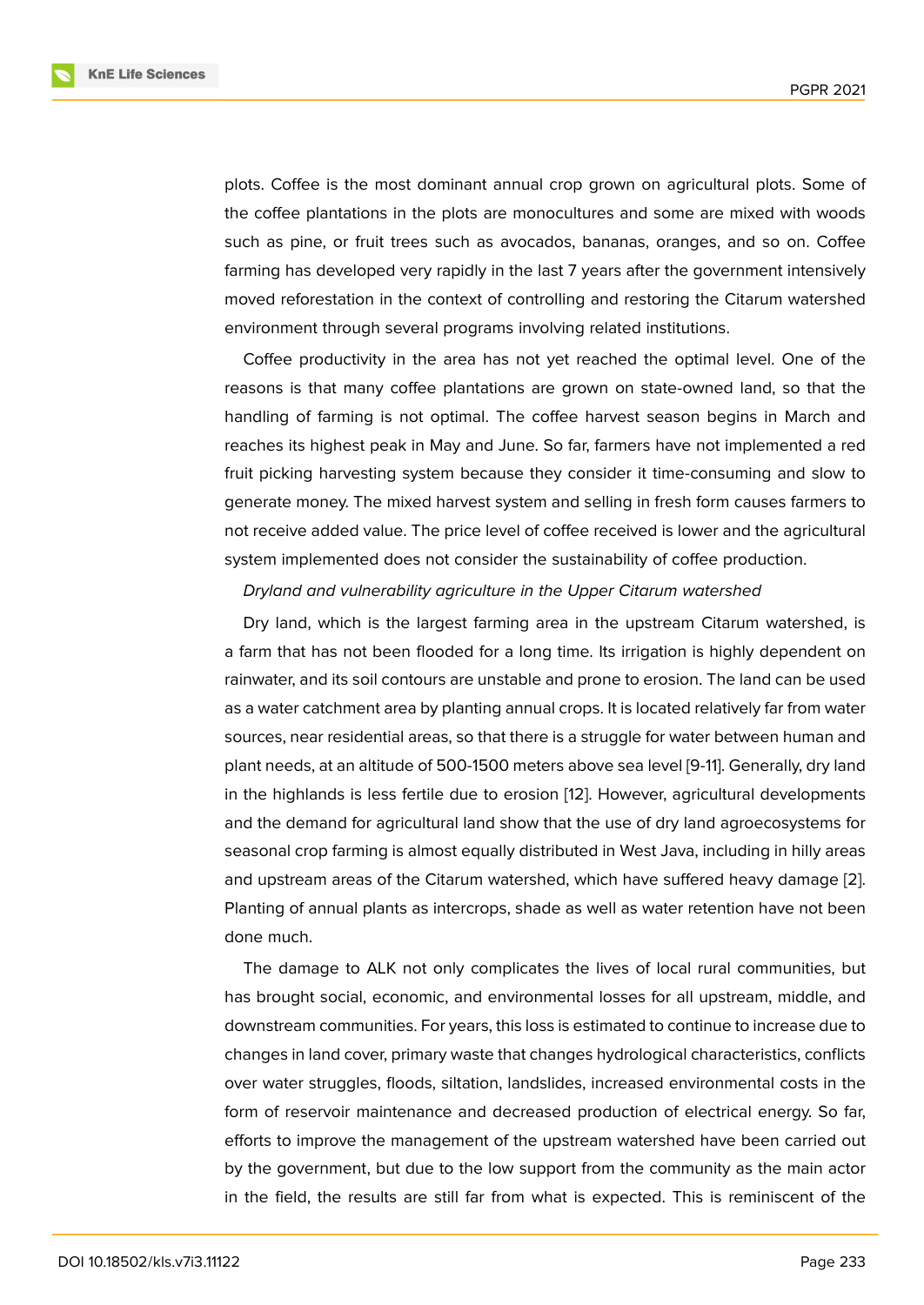plots. Coffee is the most dominant annual crop grown on agricultural plots. Some of the coffee plantations in the plots are monocultures and some are mixed with woods such as pine, or fruit trees such as avocados, bananas, oranges, and so on. Coffee farming has developed very rapidly in the last 7 years after the government intensively moved reforestation in the context of controlling and restoring the Citarum watershed environment through several programs involving related institutions.

Coffee productivity in the area has not yet reached the optimal level. One of the reasons is that many coffee plantations are grown on state-owned land, so that the handling of farming is not optimal. The coffee harvest season begins in March and reaches its highest peak in May and June. So far, farmers have not implemented a red fruit picking harvesting system because they consider it time-consuming and slow to generate money. The mixed harvest system and selling in fresh form causes farmers to not receive added value. The price level of coffee received is lower and the agricultural system implemented does not consider the sustainability of coffee production.

*Dryland and vulnerability agriculture in the Upper Citarum watershed*

Dry land, which is the largest farming area in the upstream Citarum watershed, is a farm that has not been flooded for a long time. Its irrigation is highly dependent on rainwater, and its soil contours are unstable and prone to erosion. The land can be used as a water catchment area by planting annual crops. It is located relatively far from water sources, near residential areas, so that there is a struggle for water between human and plant needs, at an altitude of 500-1500 meters above sea level [9-11]. Generally, dry land in the highlands is less fertile due to erosion [12]. However, agricultural developments and the demand for agricultural land show that the use of dry land agroecosystems for seasonal crop farming is almost equally distributed in West Java, including in hilly areas and upstream areas of the Citarum watershed, which have suffered heavy damage [2]. Planting of annual plants as intercrops, shade as well as water retention have not been done much.

The damage to ALK not only complicates the lives of local rural communities, but has brought social, economic, and environmental losses for all upstream, middle, and downstream communities. For years, this loss is estimated to continue to increase due to changes in land cover, primary waste that changes hydrological characteristics, conflicts over water struggles, floods, siltation, landslides, increased environmental costs in the form of reservoir maintenance and decreased production of electrical energy. So far, efforts to improve the management of the upstream watershed have been carried out by the government, but due to the low support from the community as the main actor in the field, the results are still far from what is expected. This is reminiscent of the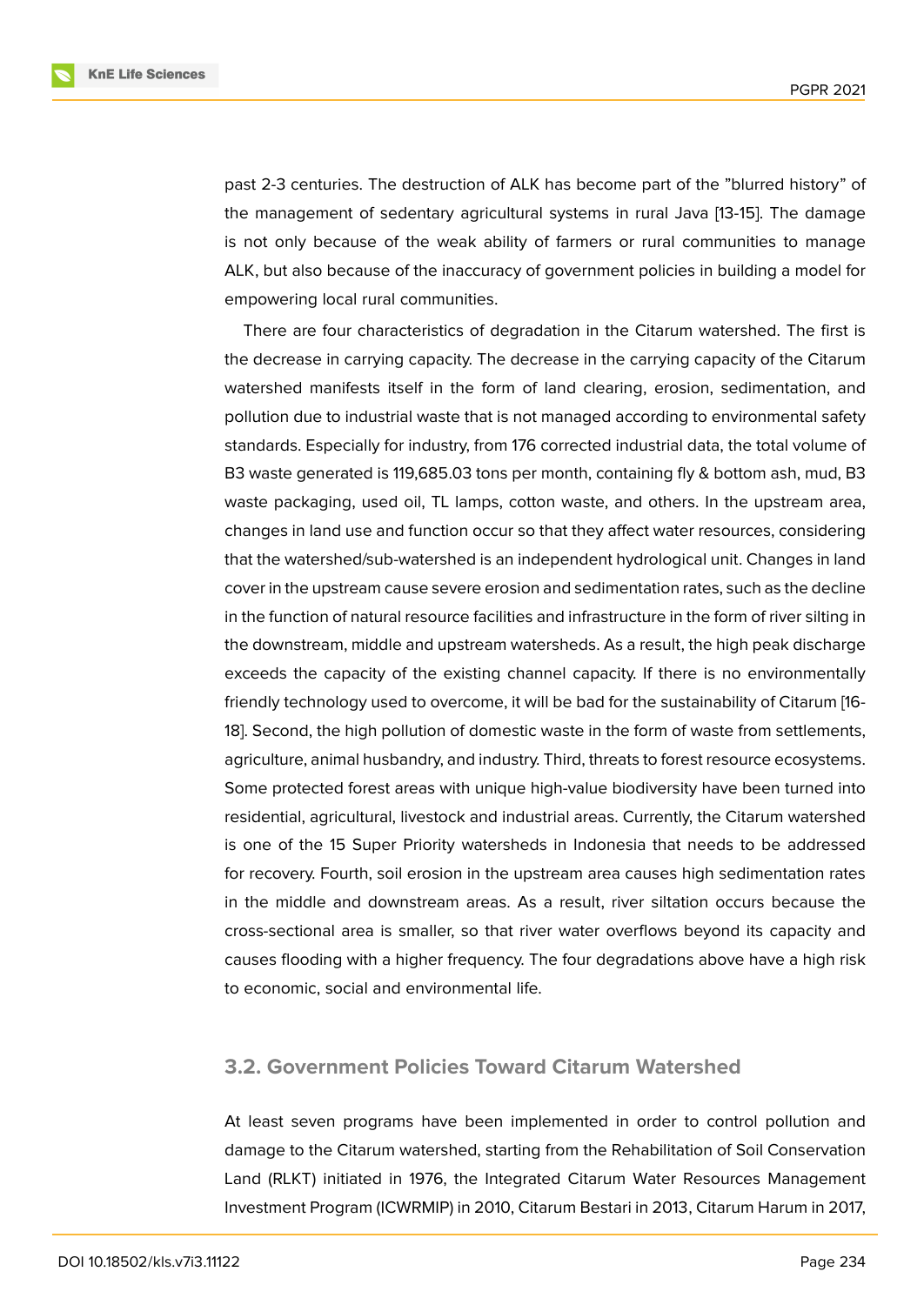past 2-3 centuries. The destruction of ALK has become part of the "blurred history" of the management of sedentary agricultural systems in rural Java [13-15]. The damage is not only because of the weak ability of farmers or rural communities to manage ALK, but also because of the inaccuracy of government policies in building a model for empowering local rural communities.

There are four characteristics of degradation in the Citarum watershed. The first is the decrease in carrying capacity. The decrease in the carrying capacity of the Citarum watershed manifests itself in the form of land clearing, erosion, sedimentation, and pollution due to industrial waste that is not managed according to environmental safety standards. Especially for industry, from 176 corrected industrial data, the total volume of B3 waste generated is 119,685.03 tons per month, containing fly & bottom ash, mud, B3 waste packaging, used oil, TL lamps, cotton waste, and others. In the upstream area, changes in land use and function occur so that they affect water resources, considering that the watershed/sub-watershed is an independent hydrological unit. Changes in land cover in the upstream cause severe erosion and sedimentation rates, such as the decline in the function of natural resource facilities and infrastructure in the form of river silting in the downstream, middle and upstream watersheds. As a result, the high peak discharge exceeds the capacity of the existing channel capacity. If there is no environmentally friendly technology used to overcome, it will be bad for the sustainability of Citarum [16-18]. Second, the high pollution of domestic waste in the form of waste from settlements, agriculture, animal husbandry, and industry. Third, threats to forest resource ecosystems. Some protected forest areas with unique high-value biodiversity have been turned into residential, agricultural, livestock and industrial areas. Currently, the Citarum watershed is one of the 15 Super Priority watersheds in Indonesia that needs to be addressed for recovery. Fourth, soil erosion in the upstream area causes high sedimentation rates in the middle and downstream areas. As a result, river siltation occurs because the cross-sectional area is smaller, so that river water overflows beyond its capacity and causes flooding with a higher frequency. The four degradations above have a high risk to economic, social and environmental life.

### 3.2. Government Policies Toward Citarum Watershed

At least seven programs have been implemented in order to control pollution and damage to the Citarum watershed, starting from the Rehabilitation of Soil Conservation Land (RLKT) initiated in 1976, the Integrated Citarum Water Resources Management Investment Program (ICWRMIP) in 2010, Citarum Bestari in 2013, Citarum Harum in 2017,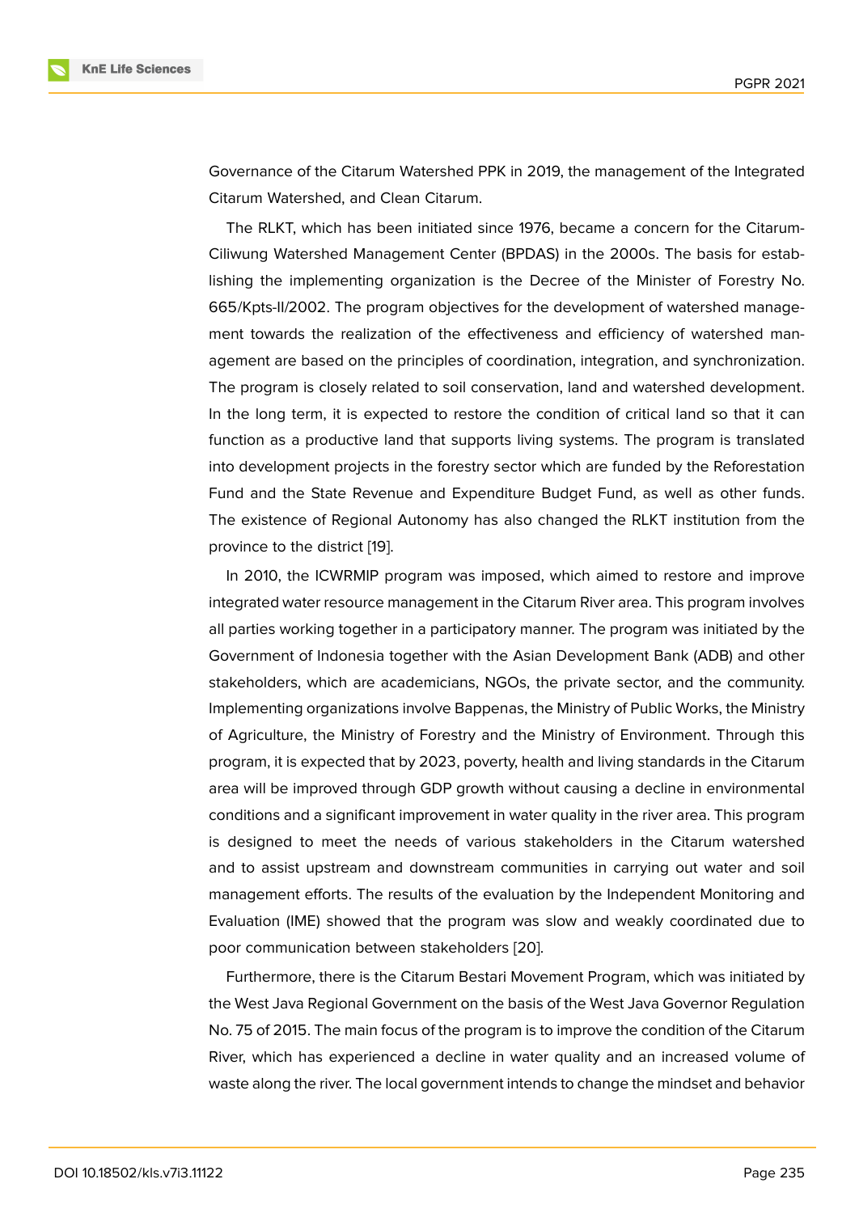Governance of the Citarum Watershed PPK in 2019, the management of the Integrated Citarum Watershed, and Clean Citarum.

The RLKT, which has been initiated since 1976, became a concern for the Citarum-Ciliwung Watershed Management Center (BPDAS) in the 2000s. The basis for establishing the implementing organization is the Decree of the Minister of Forestry No. 665/Kpts-II/2002. The program objectives for the development of watershed management towards the realization of the effectiveness and efficiency of watershed management are based on the principles of coordination, integration, and synchronization. The program is closely related to soil conservation, land and watershed development. In the long term, it is expected to restore the condition of critical land so that it can function as a productive land that supports living systems. The program is translated into development projects in the forestry sector which are funded by the Reforestation Fund and the State Revenue and Expenditure Budget Fund, as well as other funds. The existence of Regional Autonomy has also changed the RLKT institution from the province to the district [19].

In 2010, the ICWRMIP program was imposed, which aimed to restore and improve integrated water resource management in the Citarum River area. This program involves all parties working together in a participatory manner. The program was initiated by the Government of Indonesia together with the Asian Development Bank (ADB) and other stakeholders, which are academicians, NGOs, the private sector, and the community. Implementing organizations involve Bappenas, the Ministry of Public Works, the Ministry of Agriculture, the Ministry of Forestry and the Ministry of Environment. Through this program, it is expected that by 2023, poverty, health and living standards in the Citarum area will be improved through GDP growth without causing a decline in environmental conditions and a significant improvement in water quality in the river area. This program is designed to meet the needs of various stakeholders in the Citarum watershed and to assist upstream and downstream communities in carrying out water and soil management efforts. The results of the evaluation by the Independent Monitoring and Evaluation (IME) showed that the program was slow and weakly coordinated due to poor communication between stakeholders [20].

Furthermore, there is the Citarum Bestari Movement Program, which was initiated by the West Java Regional Government on the basis of the West Java Governor Regulation No. 75 of 2015. The main focus of the program is to improve the condition of the Citarum River, which has experienced a decline in water quality and an increased volume of waste along the river. The local government intends to change the mindset and behavior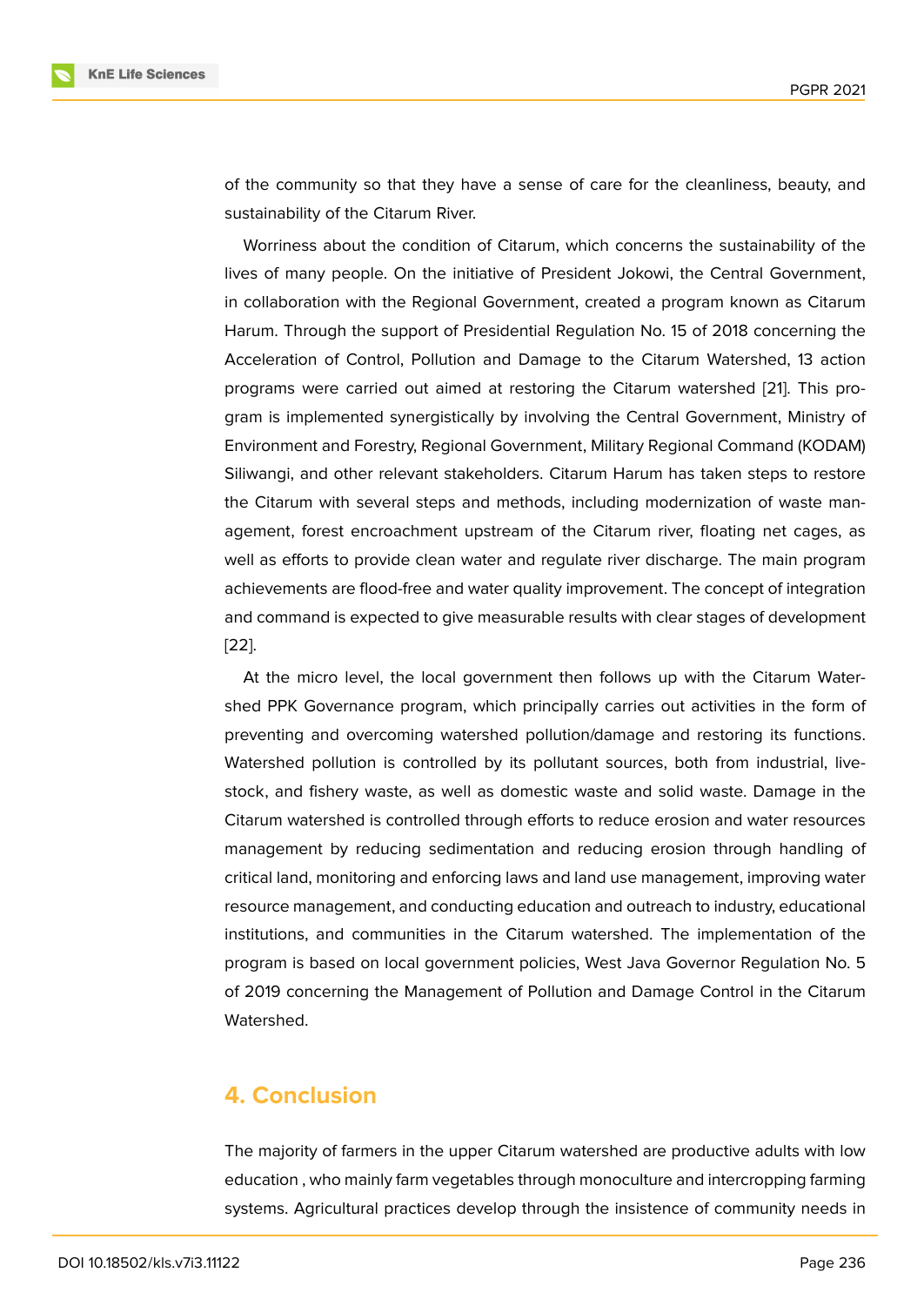of the community so that they have a sense of care for the cleanliness, beauty, and sustainability of the Citarum River.

Worriness about the condition of Citarum, which concerns the sustainability of the lives of many people. On the initiative of President Jokowi, the Central Government, in collaboration with the Regional Government, created a program known as Citarum Harum. Through the support of Presidential Regulation No. 15 of 2018 concerning the Acceleration of Control, Pollution and Damage to the Citarum Watershed, 13 action programs were carried out aimed at restoring the Citarum watershed [21]. This program is implemented synergistically by involving the Central Government, Ministry of Environment and Forestry, Regional Government, Military Regional Command (KODAM) Siliwangi, and other relevant stakeholders. Citarum Harum has taken steps to restore the Citarum with several steps and methods, including modernization of waste management, forest encroachment upstream of the Citarum river, floating net cages, as well as efforts to provide clean water and regulate river discharge. The main program achievements are flood-free and water quality improvement. The concept of integration and command is expected to give measurable results with clear stages of development [22].

At the micro level, the local government then follows up with the Citarum Watershed PPK Governance program, which principally carries out activities in the form of preventing and overcoming watershed pollution/damage and restoring its functions. Watershed pollution is controlled by its pollutant sources, both from industrial, livestock, and fishery waste, as well as domestic waste and solid waste. Damage in the Citarum watershed is controlled through efforts to reduce erosion and water resources management by reducing sedimentation and reducing erosion through handling of critical land, monitoring and enforcing laws and land use management, improving water resource management, and conducting education and outreach to industry, educational institutions, and communities in the Citarum watershed. The implementation of the program is based on local government policies, West Java Governor Regulation No. 5 of 2019 concerning the Management of Pollution and Damage Control in the Citarum Watershed.

## 4. Conclusion

The majority of farmers in the upper Citarum watershed are productive adults with low education , who mainly farm vegetables through monoculture and intercropping farming systems. Agricultural practices develop through the insistence of community needs in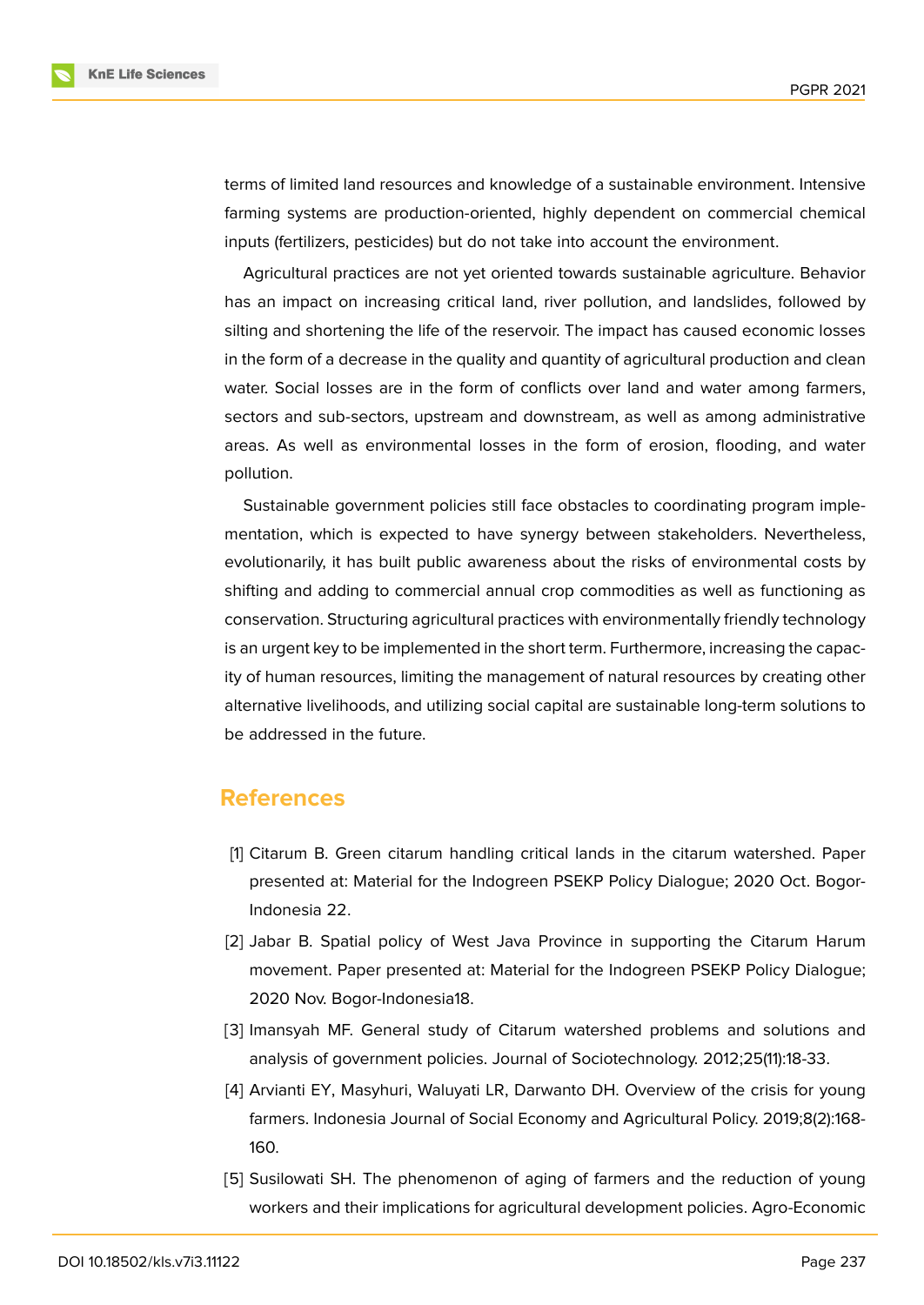terms of limited land resources and knowledge of a sustainable environment. Intensive farming systems are production-oriented, highly dependent on commercial chemical inputs (fertilizers, pesticides) but do not take into account the environment.

Agricultural practices are not yet oriented towards sustainable agriculture. Behavior has an impact on increasing critical land, river pollution, and landslides, followed by silting and shortening the life of the reservoir. The impact has caused economic losses in the form of a decrease in the quality and quantity of agricultural production and clean water. Social losses are in the form of conflicts over land and water among farmers, sectors and sub-sectors, upstream and downstream, as well as among administrative areas. As well as environmental losses in the form of erosion, flooding, and water pollution.

Sustainable government policies still face obstacles to coordinating program implementation, which is expected to have synergy between stakeholders. Nevertheless, evolutionarily, it has built public awareness about the risks of environmental costs by shifting and adding to commercial annual crop commodities as well as functioning as conservation. Structuring agricultural practices with environmentally friendly technology is an urgent key to be implemented in the short term. Furthermore, increasing the capacity of human resources, limiting the management of natural resources by creating other alternative livelihoods, and utilizing social capital are sustainable long-term solutions to be addressed in the future.

## References

[1] Citarum B. Green citarum handling critical lands in the citarum watershed. Paper presented at: Material for the Indogreen PSEKP Policy Dialogue; 2020 Oct. Bogor-Indonesia 22.

[2] Jabar B. Spatial policy of West Java Province in supporting the Citarum Harum movement. Paper presented at: Material for the Indogreen PSEKP Policy Dialogue; 2020 Nov. Bogor-Indonesia18.

[3] Imansyah MF. General study of Citarum watershed problems and solutions and analysis of government policies. Journal of Sociotechnology. 2012;25(11):18-33.

[4] Arvianti EY, Masyhuri, Waluyati LR, Darwanto DH. Overview of the crisis for young farmers. Indonesia Journal of Social Economy and Agricultural Policy. 2019;8(2):168-160.

[5] Susilowati SH. The phenomenon of aging of farmers and the reduction of young workers and their implications for agricultural development policies. Agro-Economic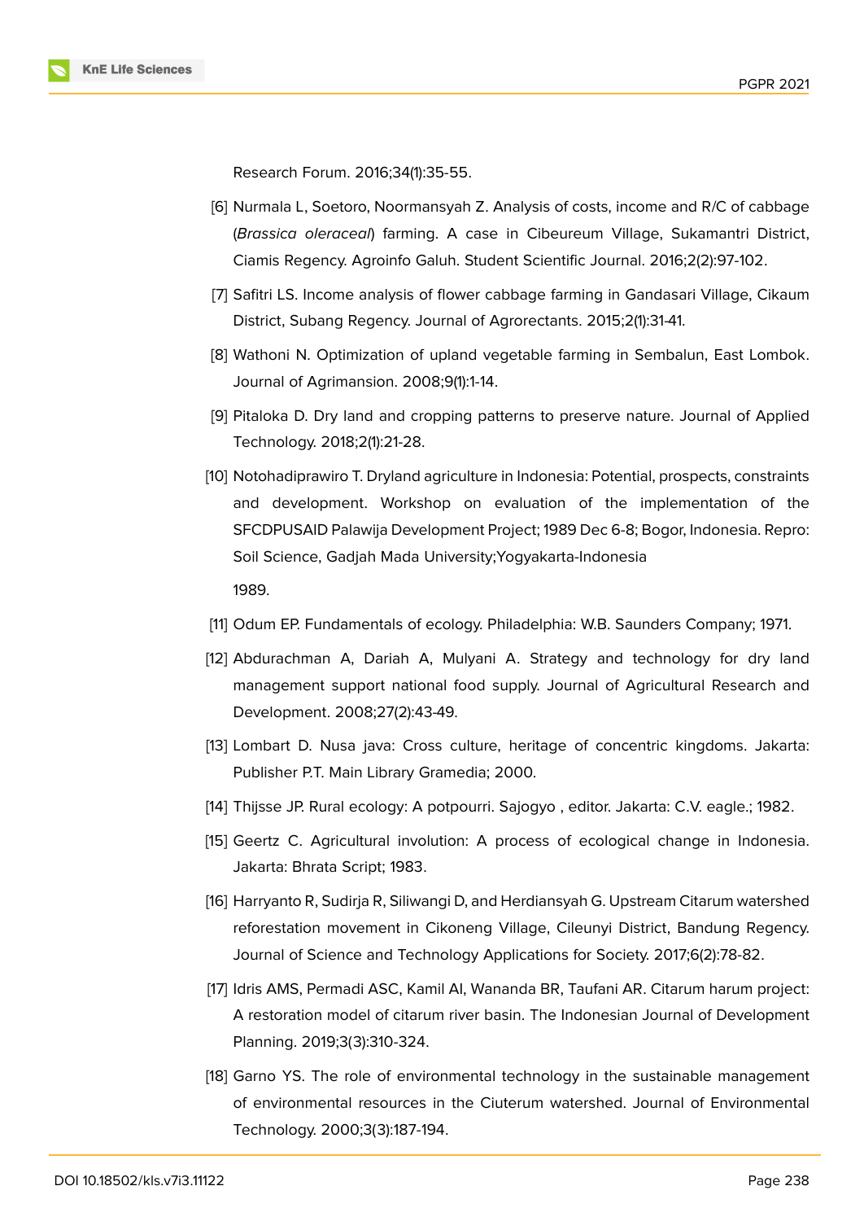Research Forum. 2016;34(1):35-55.

[6] Nurmala L, Soetoro, Noormansyah Z. Analysis of costs, income and R/C of cabbage (*Brassica oleraceal*) farming. A case in Cibeureum Village, Sukamantri District, Ciamis Regency. Agroinfo Galuh. Student Scientific Journal. 2016;2(2):97-102.

[7] Safitri LS. Income analysis of flower cabbage farming in Gandasari Village, Cikaum District, Subang Regency. Journal of Agrorectants. 2015;2(1):31-41.

[8] Wathoni N. Optimization of upland vegetable farming in Sembalun, East Lombok. Journal of Agrimansion. 2008;9(1):1-14.

[9] Pitaloka D. Dry land and cropping patterns to preserve nature. Journal of Applied Technology. 2018;2(1):21-28.

[10] Notohadiprawiro T. Dryland agriculture in Indonesia: Potential, prospects, constraints and development. Workshop on evaluation of the implementation of the SFCDPUSAID Palawija Development Project; 1989 Dec 6-8; Bogor, Indonesia. Repro: Soil Science, Gadjah Mada University;Yogyakarta-Indonesia

1989.

[11] Odum EP. Fundamentals of ecology. Philadelphia: W.B. Saunders Company; 1971.

[12] Abdurachman A, Dariah A, Mulyani A. Strategy and technology for dry land management support national food supply. Journal of Agricultural Research and Development. 2008;27(2):43-49.

[13] Lombart D. Nusa java: Cross culture, heritage of concentric kingdoms. Jakarta: Publisher P.T. Main Library Gramedia; 2000.

[14] Thijsse JP. Rural ecology: A potpourri. Sajogyo , editor. Jakarta: C.V. eagle.; 1982.

[15] Geertz C. Agricultural involution: A process of ecological change in Indonesia. Jakarta: Bhrata Script; 1983.

[16] Harryanto R, Sudirja R, Siliwangi D, and Herdiansyah G. Upstream Citarum watershed reforestation movement in Cikoneng Village, Cileunyi District, Bandung Regency. Journal of Science and Technology Applications for Society. 2017;6(2):78-82.

[17] Idris AMS, Permadi ASC, Kamil AI, Wananda BR, Taufani AR. Citarum harum project: A restoration model of citarum river basin. The Indonesian Journal of Development Planning. 2019;3(3):310-324.

[18] Garno YS. The role of environmental technology in the sustainable management of environmental resources in the Ciuterum watershed. Journal of Environmental Technology. 2000;3(3):187-194.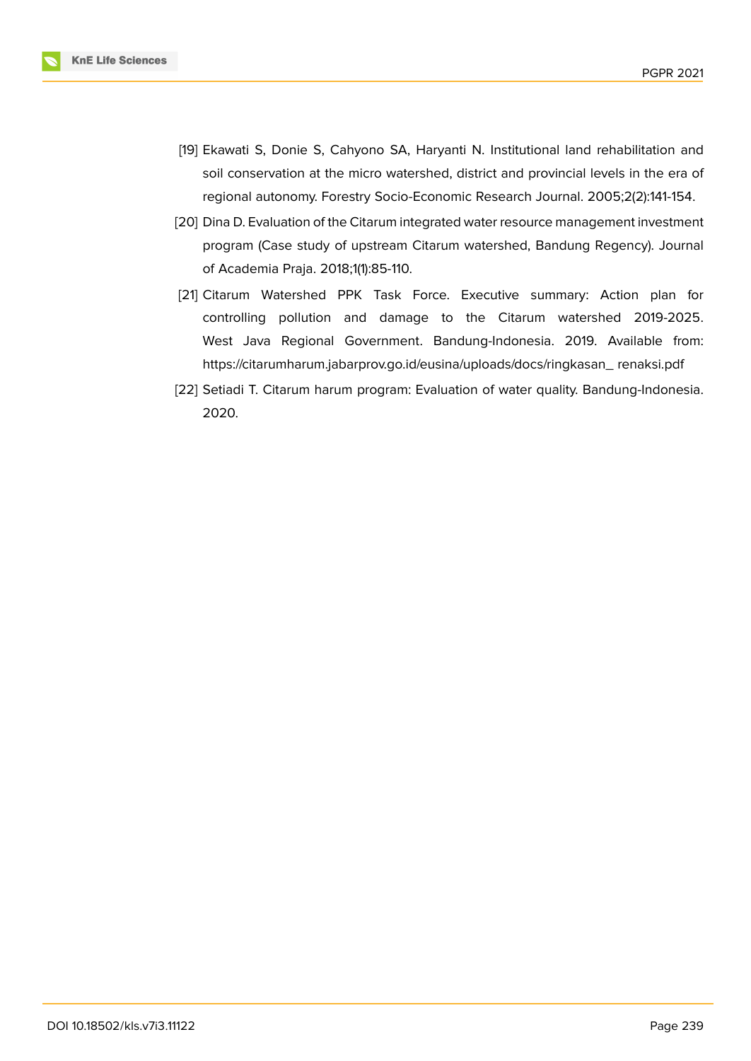[19] Ekawati S, Donie S, Cahyono SA, Haryanti N. Institutional land rehabilitation and soil conservation at the micro watershed, district and provincial levels in the era of regional autonomy. Forestry Socio-Economic Research Journal. 2005;2(2):141-154.

[20] Dina D. Evaluation of the Citarum integrated water resource management investment program (Case study of upstream Citarum watershed, Bandung Regency). Journal of Academia Praja. 2018;1(1):85-110.

[21] Citarum Watershed PPK Task Force. Executive summary: Action plan for controlling pollution and damage to the Citarum watershed 2019-2025. West Java Regional Government. Bandung-Indonesia. 2019. Available from: https://citarumharum.jabarprov.go.id/eusina/uploads/docs/ringkasan_ renaksi.pdf

[22] Setiadi T. Citarum harum program: Evaluation of water quality. Bandung-Indonesia. 2020.